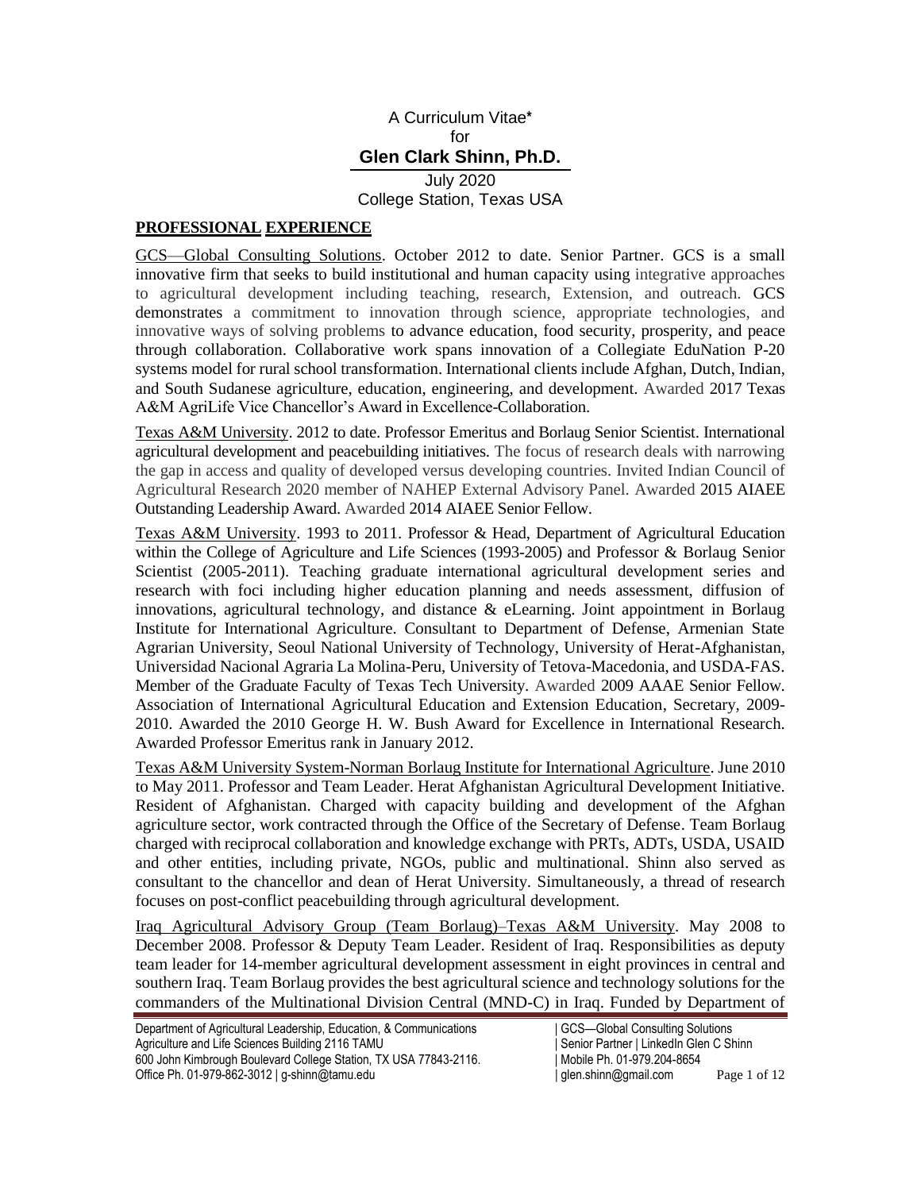A Curriculum Vitae*
for
**Glen Clark Shinn, Ph.D.**
July 2020
College Station, Texas USA

## PROFESSIONAL EXPERIENCE

GCS—Global Consulting Solutions. October 2012 to date. Senior Partner. GCS is a small innovative firm that seeks to build institutional and human capacity using integrative approaches to agricultural development including teaching, research, Extension, and outreach. GCS demonstrates a commitment to innovation through science, appropriate technologies, and innovative ways of solving problems to advance education, food security, prosperity, and peace through collaboration. Collaborative work spans innovation of a Collegiate EduNation P-20 systems model for rural school transformation. International clients include Afghan, Dutch, Indian, and South Sudanese agriculture, education, engineering, and development. Awarded 2017 Texas A&M AgriLife Vice Chancellor's Award in Excellence-Collaboration.

Texas A&M University. 2012 to date. Professor Emeritus and Borlaug Senior Scientist. International agricultural development and peacebuilding initiatives. The focus of research deals with narrowing the gap in access and quality of developed versus developing countries. Invited Indian Council of Agricultural Research 2020 member of NAHEP External Advisory Panel. Awarded 2015 AIAEE Outstanding Leadership Award. Awarded 2014 AIAEE Senior Fellow.

Texas A&M University. 1993 to 2011. Professor & Head, Department of Agricultural Education within the College of Agriculture and Life Sciences (1993-2005) and Professor & Borlaug Senior Scientist (2005-2011). Teaching graduate international agricultural development series and research with foci including higher education planning and needs assessment, diffusion of innovations, agricultural technology, and distance & eLearning. Joint appointment in Borlaug Institute for International Agriculture. Consultant to Department of Defense, Armenian State Agrarian University, Seoul National University of Technology, University of Herat-Afghanistan, Universidad Nacional Agraria La Molina-Peru, University of Tetova-Macedonia, and USDA-FAS. Member of the Graduate Faculty of Texas Tech University. Awarded 2009 AAAE Senior Fellow. Association of International Agricultural Education and Extension Education, Secretary, 2009-2010. Awarded the 2010 George H. W. Bush Award for Excellence in International Research. Awarded Professor Emeritus rank in January 2012.

Texas A&M University System-Norman Borlaug Institute for International Agriculture. June 2010 to May 2011. Professor and Team Leader. Herat Afghanistan Agricultural Development Initiative. Resident of Afghanistan. Charged with capacity building and development of the Afghan agriculture sector, work contracted through the Office of the Secretary of Defense. Team Borlaug charged with reciprocal collaboration and knowledge exchange with PRTs, ADTs, USDA, USAID and other entities, including private, NGOs, public and multinational. Shinn also served as consultant to the chancellor and dean of Herat University. Simultaneously, a thread of research focuses on post-conflict peacebuilding through agricultural development.

Iraq Agricultural Advisory Group (Team Borlaug)–Texas A&M University. May 2008 to December 2008. Professor & Deputy Team Leader. Resident of Iraq. Responsibilities as deputy team leader for 14-member agricultural development assessment in eight provinces in central and southern Iraq. Team Borlaug provides the best agricultural science and technology solutions for the commanders of the Multinational Division Central (MND-C) in Iraq. Funded by Department of

Department of Agricultural Leadership, Education, & Communications | GCS—Global Consulting Solutions
Agriculture and Life Sciences Building 2116 TAMU | Senior Partner | LinkedIn Glen C Shinn
600 John Kimbrough Boulevard College Station, TX USA 77843-2116. | Mobile Ph. 01-979.204-8654
Office Ph. 01-979-862-3012 | g-shinn@tamu.edu | glen.shinn@gmail.com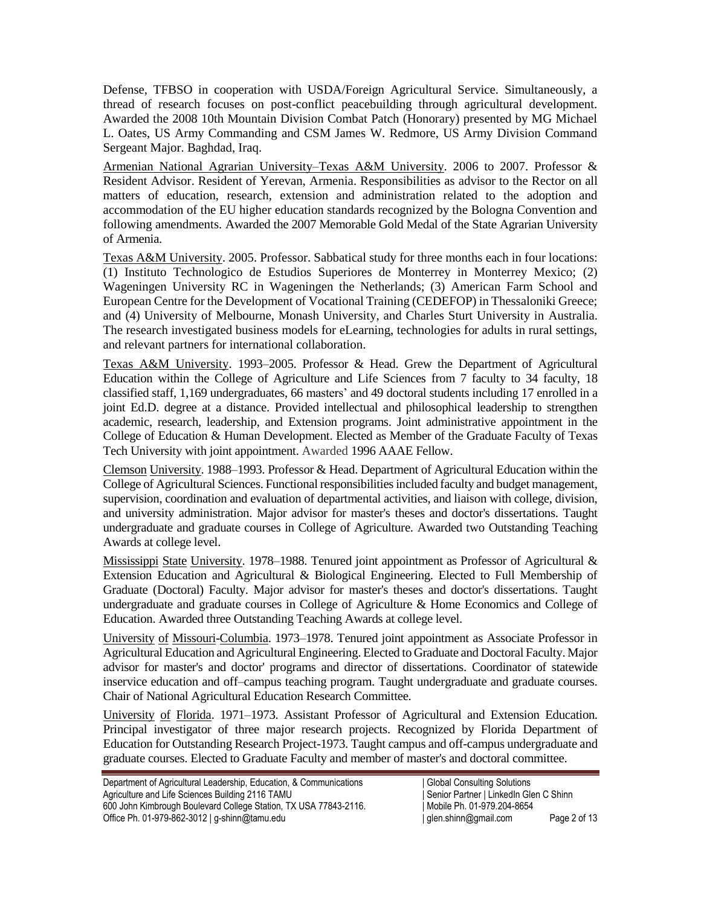Defense, TFBSO in cooperation with USDA/Foreign Agricultural Service. Simultaneously, a thread of research focuses on post-conflict peacebuilding through agricultural development. Awarded the 2008 10th Mountain Division Combat Patch (Honorary) presented by MG Michael L. Oates, US Army Commanding and CSM James W. Redmore, US Army Division Command Sergeant Major. Baghdad, Iraq.

Armenian National Agrarian University–Texas A&M University. 2006 to 2007. Professor & Resident Advisor. Resident of Yerevan, Armenia. Responsibilities as advisor to the Rector on all matters of education, research, extension and administration related to the adoption and accommodation of the EU higher education standards recognized by the Bologna Convention and following amendments. Awarded the 2007 Memorable Gold Medal of the State Agrarian University of Armenia.

Texas A&M University. 2005. Professor. Sabbatical study for three months each in four locations: (1) Instituto Technologico de Estudios Superiores de Monterrey in Monterrey Mexico; (2) Wageningen University RC in Wageningen the Netherlands; (3) American Farm School and European Centre for the Development of Vocational Training (CEDEFOP) in Thessaloniki Greece; and (4) University of Melbourne, Monash University, and Charles Sturt University in Australia. The research investigated business models for eLearning, technologies for adults in rural settings, and relevant partners for international collaboration.

Texas A&M University. 1993–2005. Professor & Head. Grew the Department of Agricultural Education within the College of Agriculture and Life Sciences from 7 faculty to 34 faculty, 18 classified staff, 1,169 undergraduates, 66 masters' and 49 doctoral students including 17 enrolled in a joint Ed.D. degree at a distance. Provided intellectual and philosophical leadership to strengthen academic, research, leadership, and Extension programs. Joint administrative appointment in the College of Education & Human Development. Elected as Member of the Graduate Faculty of Texas Tech University with joint appointment. Awarded 1996 AAAE Fellow.

Clemson University. 1988–1993. Professor & Head. Department of Agricultural Education within the College of Agricultural Sciences. Functional responsibilities included faculty and budget management, supervision, coordination and evaluation of departmental activities, and liaison with college, division, and university administration. Major advisor for master's theses and doctor's dissertations. Taught undergraduate and graduate courses in College of Agriculture. Awarded two Outstanding Teaching Awards at college level.

Mississippi State University. 1978–1988. Tenured joint appointment as Professor of Agricultural & Extension Education and Agricultural & Biological Engineering. Elected to Full Membership of Graduate (Doctoral) Faculty. Major advisor for master's theses and doctor's dissertations. Taught undergraduate and graduate courses in College of Agriculture & Home Economics and College of Education. Awarded three Outstanding Teaching Awards at college level.

University of Missouri-Columbia. 1973–1978. Tenured joint appointment as Associate Professor in Agricultural Education and Agricultural Engineering. Elected to Graduate and Doctoral Faculty. Major advisor for master's and doctor' programs and director of dissertations. Coordinator of statewide inservice education and off–campus teaching program. Taught undergraduate and graduate courses. Chair of National Agricultural Education Research Committee.

University of Florida. 1971–1973. Assistant Professor of Agricultural and Extension Education. Principal investigator of three major research projects. Recognized by Florida Department of Education for Outstanding Research Project-1973. Taught campus and off-campus undergraduate and graduate courses. Elected to Graduate Faculty and member of master's and doctoral committee.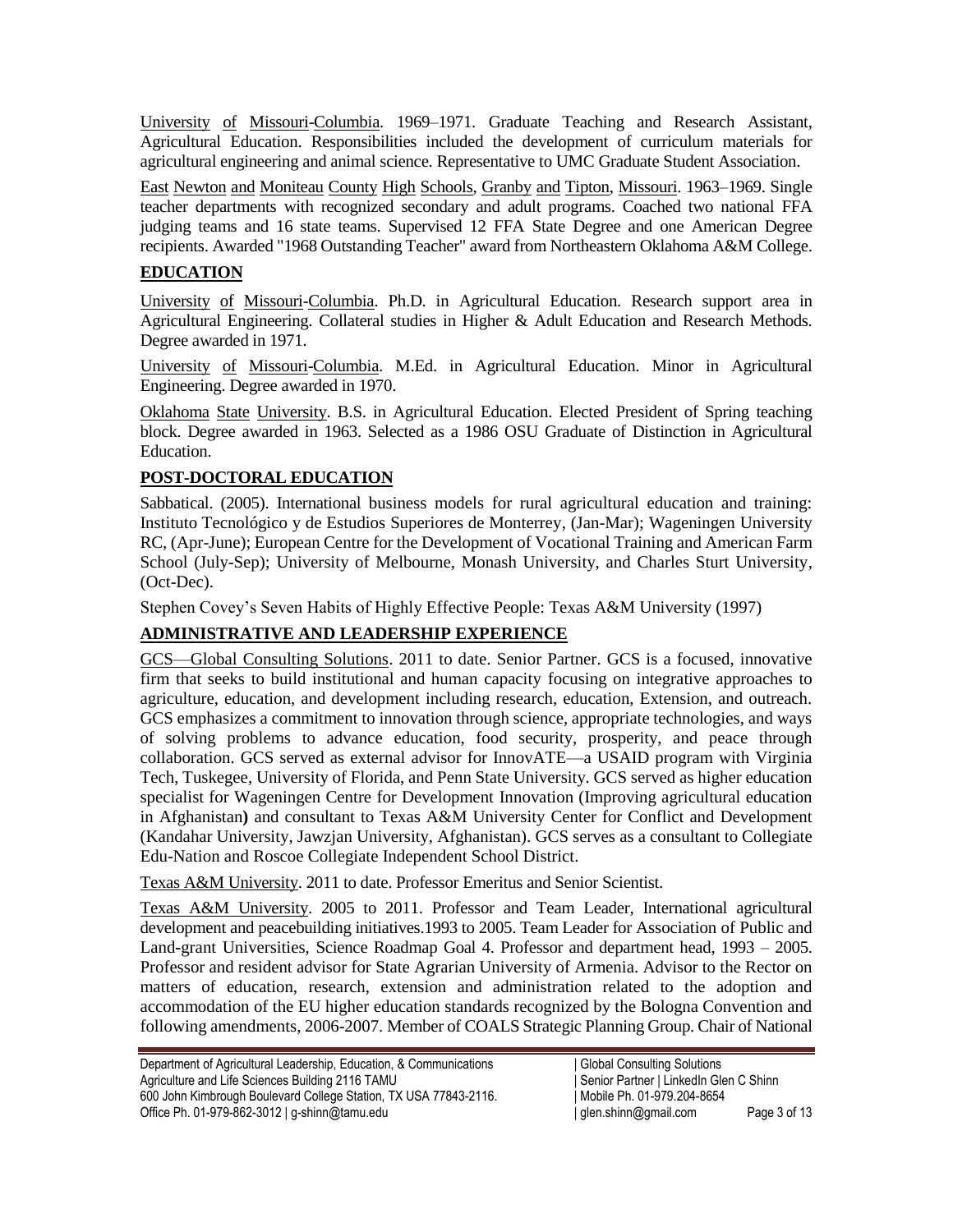University of Missouri-Columbia. 1969–1971. Graduate Teaching and Research Assistant, Agricultural Education. Responsibilities included the development of curriculum materials for agricultural engineering and animal science. Representative to UMC Graduate Student Association.

East Newton and Moniteau County High Schools, Granby and Tipton, Missouri. 1963–1969. Single teacher departments with recognized secondary and adult programs. Coached two national FFA judging teams and 16 state teams. Supervised 12 FFA State Degree and one American Degree recipients. Awarded "1968 Outstanding Teacher" award from Northeastern Oklahoma A&M College.

## EDUCATION

University of Missouri-Columbia. Ph.D. in Agricultural Education. Research support area in Agricultural Engineering. Collateral studies in Higher & Adult Education and Research Methods. Degree awarded in 1971.

University of Missouri-Columbia. M.Ed. in Agricultural Education. Minor in Agricultural Engineering. Degree awarded in 1970.

Oklahoma State University. B.S. in Agricultural Education. Elected President of Spring teaching block. Degree awarded in 1963. Selected as a 1986 OSU Graduate of Distinction in Agricultural Education.

## POST-DOCTORAL EDUCATION

Sabbatical. (2005). International business models for rural agricultural education and training: Instituto Tecnológico y de Estudios Superiores de Monterrey, (Jan-Mar); Wageningen University RC, (Apr-June); European Centre for the Development of Vocational Training and American Farm School (July-Sep); University of Melbourne, Monash University, and Charles Sturt University, (Oct-Dec).

Stephen Covey's Seven Habits of Highly Effective People: Texas A&M University (1997)

## ADMINISTRATIVE AND LEADERSHIP EXPERIENCE

GCS—Global Consulting Solutions. 2011 to date. Senior Partner. GCS is a focused, innovative firm that seeks to build institutional and human capacity focusing on integrative approaches to agriculture, education, and development including research, education, Extension, and outreach. GCS emphasizes a commitment to innovation through science, appropriate technologies, and ways of solving problems to advance education, food security, prosperity, and peace through collaboration. GCS served as external advisor for InnovATE—a USAID program with Virginia Tech, Tuskegee, University of Florida, and Penn State University. GCS served as higher education specialist for Wageningen Centre for Development Innovation (Improving agricultural education in Afghanistan**)** and consultant to Texas A&M University Center for Conflict and Development (Kandahar University, Jawzjan University, Afghanistan). GCS serves as a consultant to Collegiate Edu-Nation and Roscoe Collegiate Independent School District.

Texas A&M University. 2011 to date. Professor Emeritus and Senior Scientist.

Texas A&M University. 2005 to 2011. Professor and Team Leader, International agricultural development and peacebuilding initiatives.1993 to 2005. Team Leader for Association of Public and Land-grant Universities, Science Roadmap Goal 4. Professor and department head, 1993 – 2005. Professor and resident advisor for State Agrarian University of Armenia. Advisor to the Rector on matters of education, research, extension and administration related to the adoption and accommodation of the EU higher education standards recognized by the Bologna Convention and following amendments, 2006-2007. Member of COALS Strategic Planning Group. Chair of National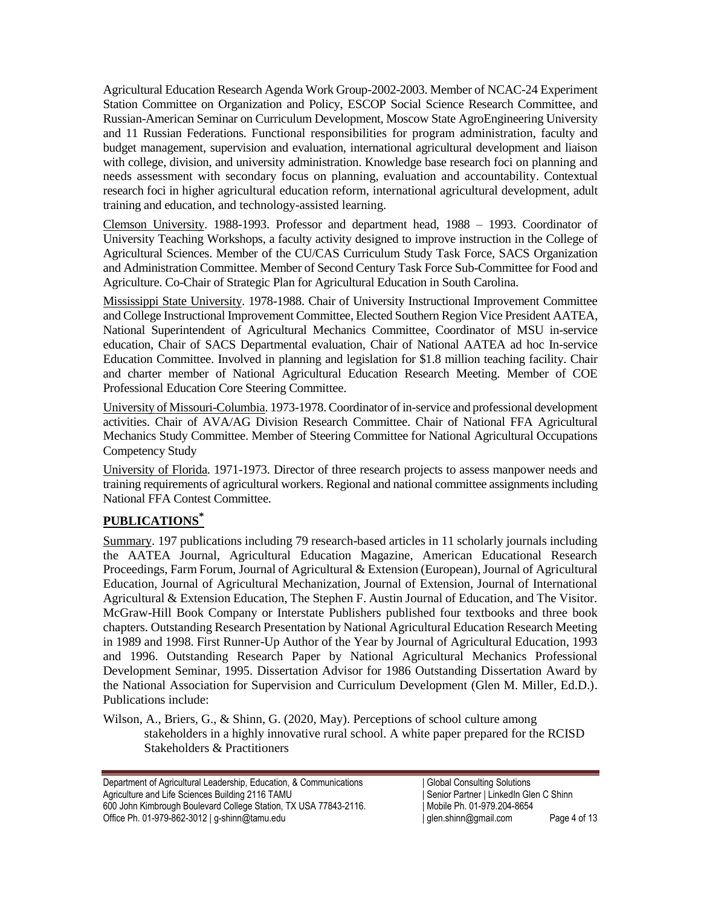Agricultural Education Research Agenda Work Group-2002-2003. Member of NCAC-24 Experiment Station Committee on Organization and Policy, ESCOP Social Science Research Committee, and Russian-American Seminar on Curriculum Development, Moscow State AgroEngineering University and 11 Russian Federations. Functional responsibilities for program administration, faculty and budget management, supervision and evaluation, international agricultural development and liaison with college, division, and university administration. Knowledge base research foci on planning and needs assessment with secondary focus on planning, evaluation and accountability. Contextual research foci in higher agricultural education reform, international agricultural development, adult training and education, and technology-assisted learning.

Clemson University. 1988-1993. Professor and department head, 1988 – 1993. Coordinator of University Teaching Workshops, a faculty activity designed to improve instruction in the College of Agricultural Sciences. Member of the CU/CAS Curriculum Study Task Force, SACS Organization and Administration Committee. Member of Second Century Task Force Sub-Committee for Food and Agriculture. Co-Chair of Strategic Plan for Agricultural Education in South Carolina.

Mississippi State University. 1978-1988. Chair of University Instructional Improvement Committee and College Instructional Improvement Committee, Elected Southern Region Vice President AATEA, National Superintendent of Agricultural Mechanics Committee, Coordinator of MSU in-service education, Chair of SACS Departmental evaluation, Chair of National AATEA ad hoc In-service Education Committee. Involved in planning and legislation for $1.8 million teaching facility. Chair and charter member of National Agricultural Education Research Meeting. Member of COE Professional Education Core Steering Committee.

University of Missouri-Columbia. 1973-1978. Coordinator of in-service and professional development activities. Chair of AVA/AG Division Research Committee. Chair of National FFA Agricultural Mechanics Study Committee. Member of Steering Committee for National Agricultural Occupations Competency Study

University of Florida. 1971-1973. Director of three research projects to assess manpower needs and training requirements of agricultural workers. Regional and national committee assignments including National FFA Contest Committee.

## PUBLICATIONS*

Summary. 197 publications including 79 research-based articles in 11 scholarly journals including the AATEA Journal, Agricultural Education Magazine, American Educational Research Proceedings, Farm Forum, Journal of Agricultural & Extension (European), Journal of Agricultural Education, Journal of Agricultural Mechanization, Journal of Extension, Journal of International Agricultural & Extension Education, The Stephen F. Austin Journal of Education, and The Visitor. McGraw-Hill Book Company or Interstate Publishers published four textbooks and three book chapters. Outstanding Research Presentation by National Agricultural Education Research Meeting in 1989 and 1998. First Runner-Up Author of the Year by Journal of Agricultural Education, 1993 and 1996. Outstanding Research Paper by National Agricultural Mechanics Professional Development Seminar, 1995. Dissertation Advisor for 1986 Outstanding Dissertation Award by the National Association for Supervision and Curriculum Development (Glen M. Miller, Ed.D.). Publications include:

Wilson, A., Briers, G., & Shinn, G. (2020, May). Perceptions of school culture among stakeholders in a highly innovative rural school. A white paper prepared for the RCISD Stakeholders & Practitioners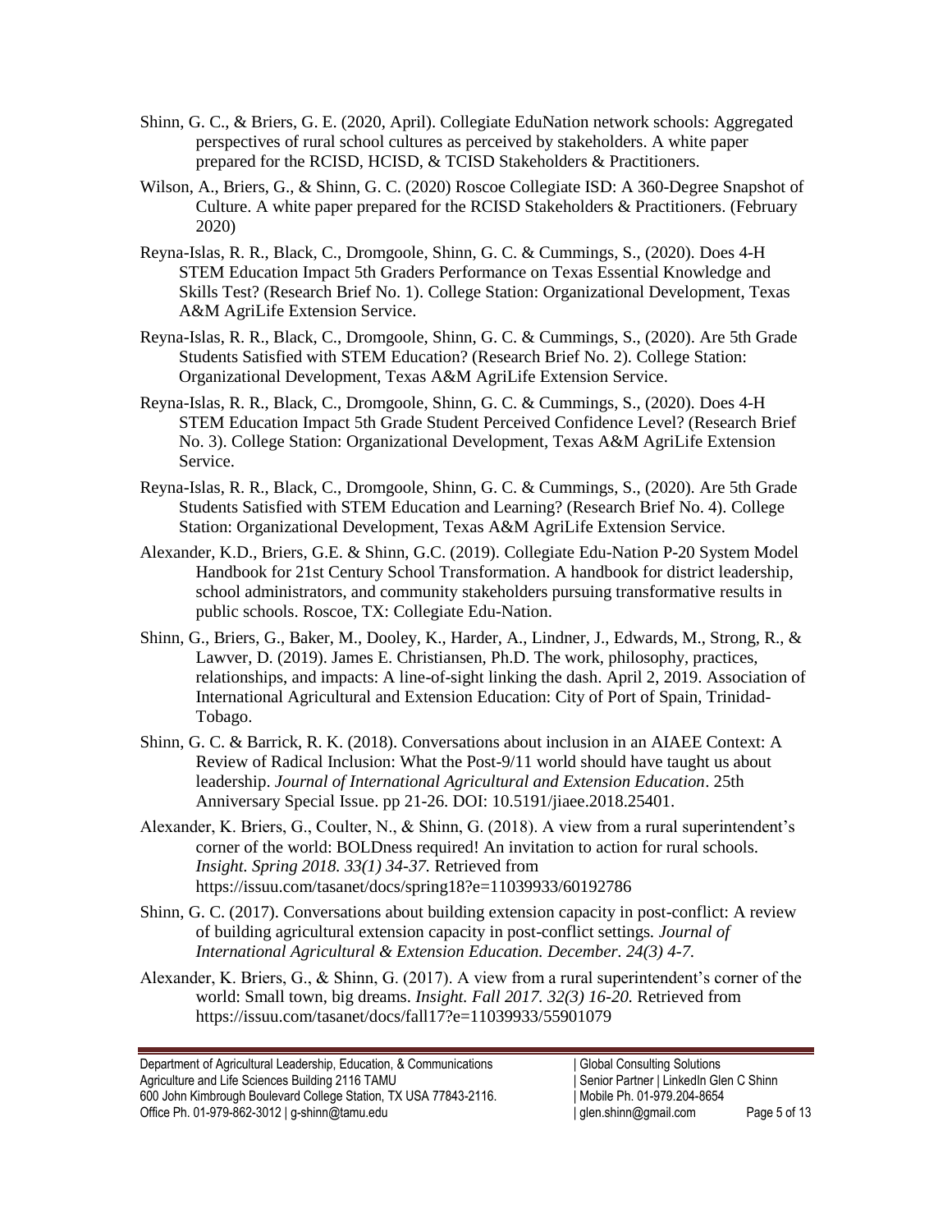Shinn, G. C., & Briers, G. E. (2020, April). Collegiate EduNation network schools: Aggregated perspectives of rural school cultures as perceived by stakeholders. A white paper prepared for the RCISD, HCISD, & TCISD Stakeholders & Practitioners.

Wilson, A., Briers, G., & Shinn, G. C. (2020) Roscoe Collegiate ISD: A 360-Degree Snapshot of Culture. A white paper prepared for the RCISD Stakeholders & Practitioners. (February 2020)

Reyna-Islas, R. R., Black, C., Dromgoole, Shinn, G. C. & Cummings, S., (2020). Does 4-H STEM Education Impact 5th Graders Performance on Texas Essential Knowledge and Skills Test? (Research Brief No. 1). College Station: Organizational Development, Texas A&M AgriLife Extension Service.

Reyna-Islas, R. R., Black, C., Dromgoole, Shinn, G. C. & Cummings, S., (2020). Are 5th Grade Students Satisfied with STEM Education? (Research Brief No. 2). College Station: Organizational Development, Texas A&M AgriLife Extension Service.

Reyna-Islas, R. R., Black, C., Dromgoole, Shinn, G. C. & Cummings, S., (2020). Does 4-H STEM Education Impact 5th Grade Student Perceived Confidence Level? (Research Brief No. 3). College Station: Organizational Development, Texas A&M AgriLife Extension Service.

Reyna-Islas, R. R., Black, C., Dromgoole, Shinn, G. C. & Cummings, S., (2020). Are 5th Grade Students Satisfied with STEM Education and Learning? (Research Brief No. 4). College Station: Organizational Development, Texas A&M AgriLife Extension Service.

Alexander, K.D., Briers, G.E. & Shinn, G.C. (2019). Collegiate Edu-Nation P-20 System Model Handbook for 21st Century School Transformation. A handbook for district leadership, school administrators, and community stakeholders pursuing transformative results in public schools. Roscoe, TX: Collegiate Edu-Nation.

Shinn, G., Briers, G., Baker, M., Dooley, K., Harder, A., Lindner, J., Edwards, M., Strong, R., & Lawver, D. (2019). James E. Christiansen, Ph.D. The work, philosophy, practices, relationships, and impacts: A line-of-sight linking the dash. April 2, 2019. Association of International Agricultural and Extension Education: City of Port of Spain, Trinidad-Tobago.

Shinn, G. C. & Barrick, R. K. (2018). Conversations about inclusion in an AIAEE Context: A Review of Radical Inclusion: What the Post-9/11 world should have taught us about leadership. *Journal of International Agricultural and Extension Education*. 25th Anniversary Special Issue. pp 21-26. DOI: 10.5191/jiaee.2018.25401.

Alexander, K. Briers, G., Coulter, N., & Shinn, G. (2018). A view from a rural superintendent's corner of the world: BOLDness required! An invitation to action for rural schools. *Insight. Spring 2018. 33(1) 34-37.* Retrieved from https://issuu.com/tasanet/docs/spring18?e=11039933/60192786

Shinn, G. C. (2017). Conversations about building extension capacity in post-conflict: A review of building agricultural extension capacity in post-conflict settings. *Journal of International Agricultural & Extension Education. December. 24(3) 4-7.*

Alexander, K. Briers, G., & Shinn, G. (2017). A view from a rural superintendent's corner of the world: Small town, big dreams. *Insight. Fall 2017. 32(3) 16-20.* Retrieved from https://issuu.com/tasanet/docs/fall17?e=11039933/55901079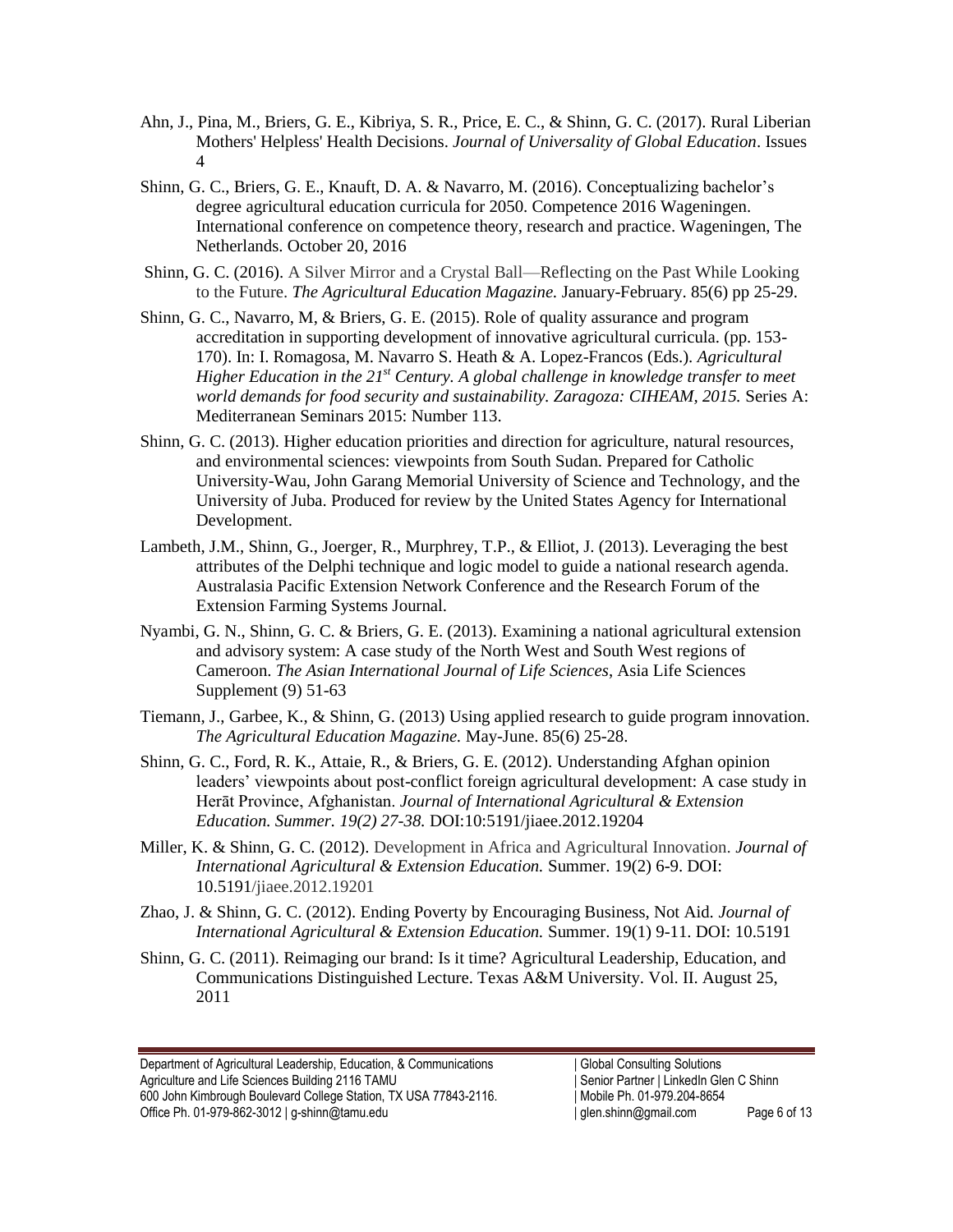Ahn, J., Pina, M., Briers, G. E., Kibriya, S. R., Price, E. C., & Shinn, G. C. (2017). Rural Liberian Mothers' Helpless' Health Decisions. *Journal of Universality of Global Education*. Issues 4

Shinn, G. C., Briers, G. E., Knauft, D. A. & Navarro, M. (2016). Conceptualizing bachelor's degree agricultural education curricula for 2050. Competence 2016 Wageningen. International conference on competence theory, research and practice. Wageningen, The Netherlands. October 20, 2016

Shinn, G. C. (2016). A Silver Mirror and a Crystal Ball—Reflecting on the Past While Looking to the Future. *The Agricultural Education Magazine.* January-February. 85(6) pp 25-29.

Shinn, G. C., Navarro, M, & Briers, G. E. (2015). Role of quality assurance and program accreditation in supporting development of innovative agricultural curricula. (pp. 153-170). In: I. Romagosa, M. Navarro S. Heath & A. Lopez-Francos (Eds.). *Agricultural Higher Education in the 21st Century. A global challenge in knowledge transfer to meet world demands for food security and sustainability. Zaragoza: CIHEAM, 2015.* Series A: Mediterranean Seminars 2015: Number 113.

Shinn, G. C. (2013). Higher education priorities and direction for agriculture, natural resources, and environmental sciences: viewpoints from South Sudan. Prepared for Catholic University-Wau, John Garang Memorial University of Science and Technology, and the University of Juba. Produced for review by the United States Agency for International Development.

Lambeth, J.M., Shinn, G., Joerger, R., Murphrey, T.P., & Elliot, J. (2013). Leveraging the best attributes of the Delphi technique and logic model to guide a national research agenda. Australasia Pacific Extension Network Conference and the Research Forum of the Extension Farming Systems Journal.

Nyambi, G. N., Shinn, G. C. & Briers, G. E. (2013). Examining a national agricultural extension and advisory system: A case study of the North West and South West regions of Cameroon. *The Asian International Journal of Life Sciences*, Asia Life Sciences Supplement (9) 51-63

Tiemann, J., Garbee, K., & Shinn, G. (2013) Using applied research to guide program innovation. *The Agricultural Education Magazine.* May-June. 85(6) 25-28.

Shinn, G. C., Ford, R. K., Attaie, R., & Briers, G. E. (2012). Understanding Afghan opinion leaders' viewpoints about post-conflict foreign agricultural development: A case study in Herāt Province, Afghanistan. *Journal of International Agricultural & Extension Education. Summer. 19(2) 27-38.* DOI:10:5191/jiaee.2012.19204

Miller, K. & Shinn, G. C. (2012). Development in Africa and Agricultural Innovation. *Journal of International Agricultural & Extension Education.* Summer. 19(2) 6-9. DOI: 10.5191/jiaee.2012.19201

Zhao, J. & Shinn, G. C. (2012). Ending Poverty by Encouraging Business, Not Aid. *Journal of International Agricultural & Extension Education.* Summer. 19(1) 9-11. DOI: 10.5191

Shinn, G. C. (2011). Reimaging our brand: Is it time? Agricultural Leadership, Education, and Communications Distinguished Lecture. Texas A&M University. Vol. II. August 25, 2011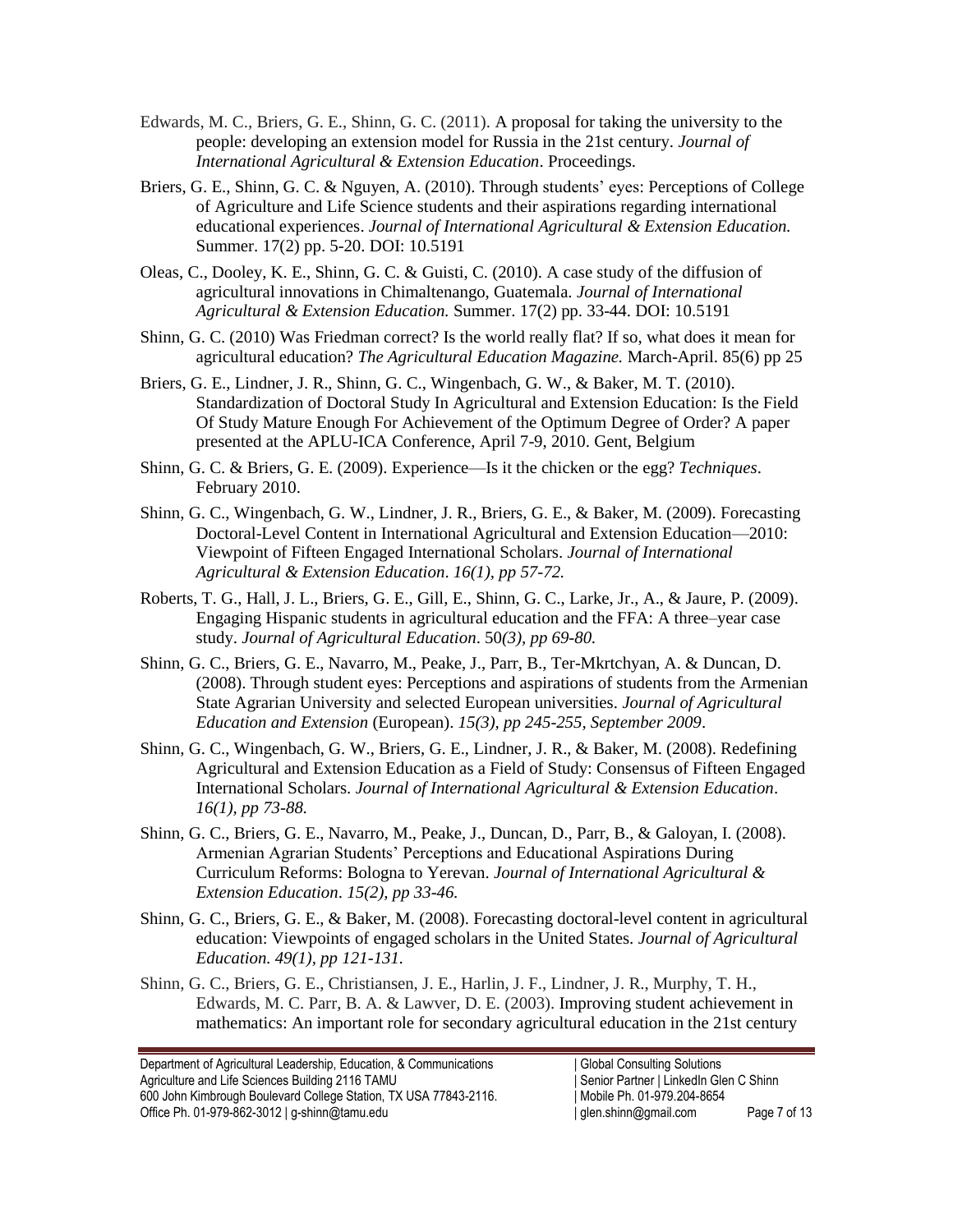Edwards, M. C., Briers, G. E., Shinn, G. C. (2011). A proposal for taking the university to the people: developing an extension model for Russia in the 21st century. *Journal of International Agricultural & Extension Education*. Proceedings.

Briers, G. E., Shinn, G. C. & Nguyen, A. (2010). Through students' eyes: Perceptions of College of Agriculture and Life Science students and their aspirations regarding international educational experiences. *Journal of International Agricultural & Extension Education.* Summer. 17(2) pp. 5-20. DOI: 10.5191

Oleas, C., Dooley, K. E., Shinn, G. C. & Guisti, C. (2010). A case study of the diffusion of agricultural innovations in Chimaltenango, Guatemala. *Journal of International Agricultural & Extension Education.* Summer. 17(2) pp. 33-44. DOI: 10.5191

Shinn, G. C. (2010) Was Friedman correct? Is the world really flat? If so, what does it mean for agricultural education? *The Agricultural Education Magazine.* March-April. 85(6) pp 25

Briers, G. E., Lindner, J. R., Shinn, G. C., Wingenbach, G. W., & Baker, M. T. (2010). Standardization of Doctoral Study In Agricultural and Extension Education: Is the Field Of Study Mature Enough For Achievement of the Optimum Degree of Order? A paper presented at the APLU-ICA Conference, April 7-9, 2010. Gent, Belgium

Shinn, G. C. & Briers, G. E. (2009). Experience—Is it the chicken or the egg? *Techniques*. February 2010.

Shinn, G. C., Wingenbach, G. W., Lindner, J. R., Briers, G. E., & Baker, M. (2009). Forecasting Doctoral-Level Content in International Agricultural and Extension Education—2010: Viewpoint of Fifteen Engaged International Scholars. *Journal of International Agricultural & Extension Education*. *16(1), pp 57-72.*

Roberts, T. G., Hall, J. L., Briers, G. E., Gill, E., Shinn, G. C., Larke, Jr., A., & Jaure, P. (2009). Engaging Hispanic students in agricultural education and the FFA: A three–year case study. *Journal of Agricultural Education*. 50*(3), pp 69-80.*

Shinn, G. C., Briers, G. E., Navarro, M., Peake, J., Parr, B., Ter-Mkrtchyan, A. & Duncan, D. (2008). Through student eyes: Perceptions and aspirations of students from the Armenian State Agrarian University and selected European universities. *Journal of Agricultural Education and Extension* (European). *15(3), pp 245-255, September 2009*.

Shinn, G. C., Wingenbach, G. W., Briers, G. E., Lindner, J. R., & Baker, M. (2008). Redefining Agricultural and Extension Education as a Field of Study: Consensus of Fifteen Engaged International Scholars. *Journal of International Agricultural & Extension Education*. *16(1), pp 73-88.*

Shinn, G. C., Briers, G. E., Navarro, M., Peake, J., Duncan, D., Parr, B., & Galoyan, I. (2008). Armenian Agrarian Students' Perceptions and Educational Aspirations During Curriculum Reforms: Bologna to Yerevan. *Journal of International Agricultural & Extension Education*. *15(2), pp 33-46.*

Shinn, G. C., Briers, G. E., & Baker, M. (2008). Forecasting doctoral-level content in agricultural education: Viewpoints of engaged scholars in the United States. *Journal of Agricultural Education. 49(1), pp 121-131.*

Shinn, G. C., Briers, G. E., Christiansen, J. E., Harlin, J. F., Lindner, J. R., Murphy, T. H., Edwards, M. C. Parr, B. A. & Lawver, D. E. (2003). Improving student achievement in mathematics: An important role for secondary agricultural education in the 21st century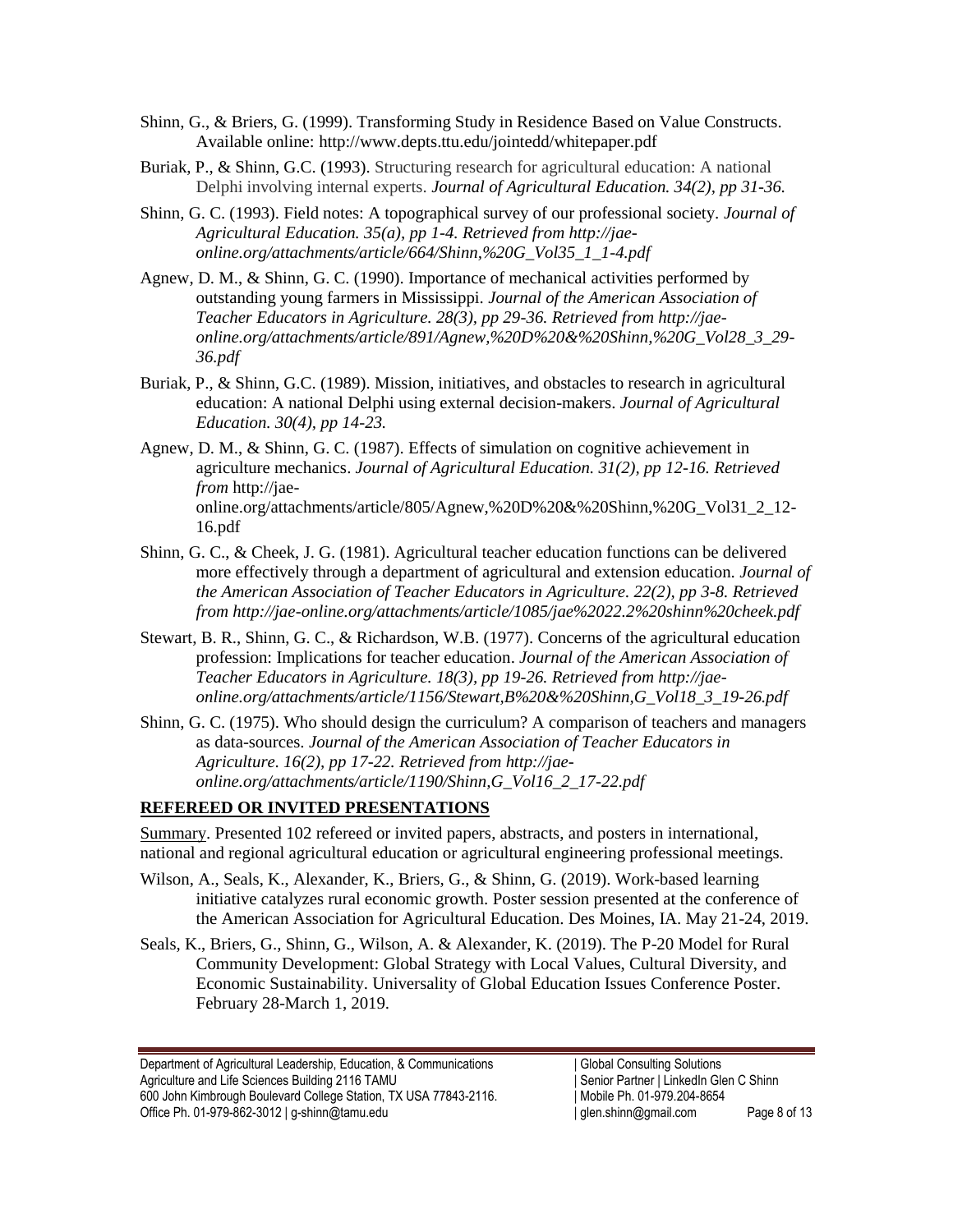Shinn, G., & Briers, G. (1999). Transforming Study in Residence Based on Value Constructs. Available online: http://www.depts.ttu.edu/jointedd/whitepaper.pdf

Buriak, P., & Shinn, G.C. (1993). Structuring research for agricultural education: A national Delphi involving internal experts. *Journal of Agricultural Education. 34(2), pp 31-36.*

Shinn, G. C. (1993). Field notes: A topographical survey of our professional society. *Journal of Agricultural Education. 35(a), pp 1-4. Retrieved from http://jae-online.org/attachments/article/664/Shinn,%20G_Vol35_1_1-4.pdf*

Agnew, D. M., & Shinn, G. C. (1990). Importance of mechanical activities performed by outstanding young farmers in Mississippi. *Journal of the American Association of Teacher Educators in Agriculture. 28(3), pp 29-36. Retrieved from http://jae-online.org/attachments/article/891/Agnew,%20D%20&%20Shinn,%20G_Vol28_3_29-36.pdf*

Buriak, P., & Shinn, G.C. (1989). Mission, initiatives, and obstacles to research in agricultural education: A national Delphi using external decision-makers. *Journal of Agricultural Education. 30(4), pp 14-23.*

Agnew, D. M., & Shinn, G. C. (1987). Effects of simulation on cognitive achievement in agriculture mechanics. *Journal of Agricultural Education. 31(2), pp 12-16. Retrieved from* http://jae-online.org/attachments/article/805/Agnew,%20D%20&%20Shinn,%20G_Vol31_2_12-16.pdf

Shinn, G. C., & Cheek, J. G. (1981). Agricultural teacher education functions can be delivered more effectively through a department of agricultural and extension education. *Journal of the American Association of Teacher Educators in Agriculture. 22(2), pp 3-8. Retrieved from http://jae-online.org/attachments/article/1085/jae%2022.2%20shinn%20cheek.pdf*

Stewart, B. R., Shinn, G. C., & Richardson, W.B. (1977). Concerns of the agricultural education profession: Implications for teacher education. *Journal of the American Association of Teacher Educators in Agriculture. 18(3), pp 19-26. Retrieved from http://jae-online.org/attachments/article/1156/Stewart,B%20&%20Shinn,G_Vol18_3_19-26.pdf*

Shinn, G. C. (1975). Who should design the curriculum? A comparison of teachers and managers as data-sources. *Journal of the American Association of Teacher Educators in Agriculture. 16(2), pp 17-22. Retrieved from http://jae-online.org/attachments/article/1190/Shinn,G_Vol16_2_17-22.pdf*

## REFEREED OR INVITED PRESENTATIONS

Summary. Presented 102 refereed or invited papers, abstracts, and posters in international, national and regional agricultural education or agricultural engineering professional meetings.

Wilson, A., Seals, K., Alexander, K., Briers, G., & Shinn, G. (2019). Work-based learning initiative catalyzes rural economic growth. Poster session presented at the conference of the American Association for Agricultural Education. Des Moines, IA. May 21-24, 2019.

Seals, K., Briers, G., Shinn, G., Wilson, A. & Alexander, K. (2019). The P-20 Model for Rural Community Development: Global Strategy with Local Values, Cultural Diversity, and Economic Sustainability. Universality of Global Education Issues Conference Poster. February 28-March 1, 2019.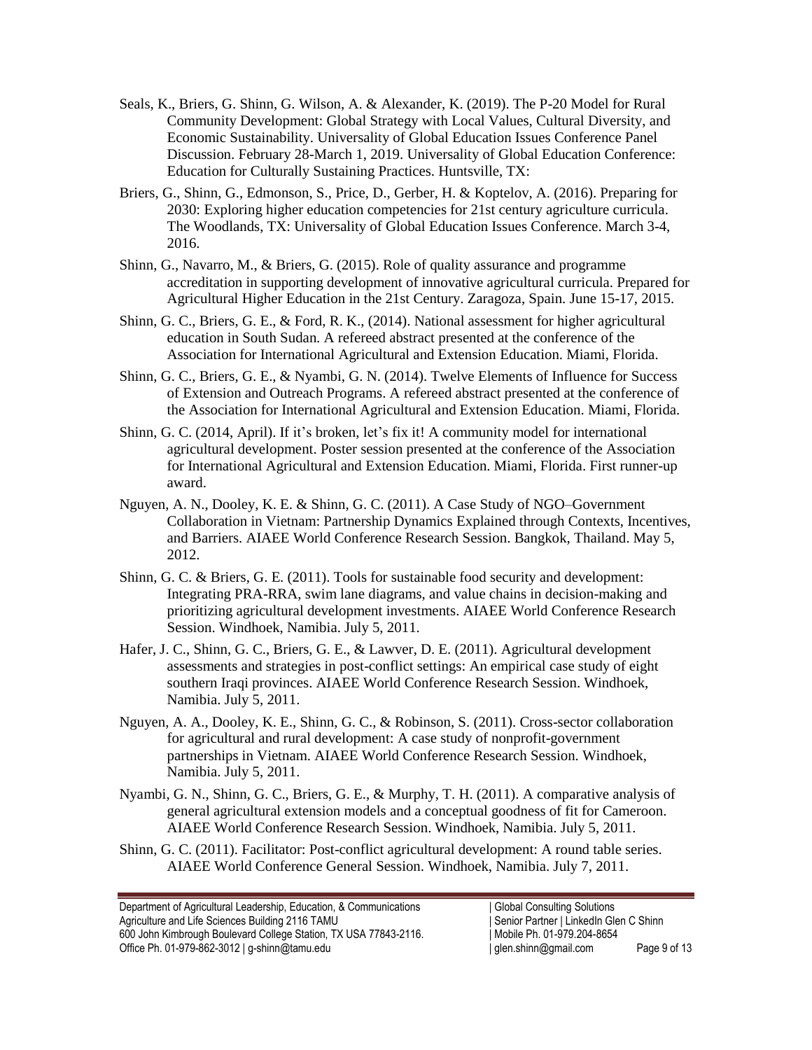Seals, K., Briers, G. Shinn, G. Wilson, A. & Alexander, K. (2019). The P-20 Model for Rural Community Development: Global Strategy with Local Values, Cultural Diversity, and Economic Sustainability. Universality of Global Education Issues Conference Panel Discussion. February 28-March 1, 2019. Universality of Global Education Conference: Education for Culturally Sustaining Practices. Huntsville, TX:

Briers, G., Shinn, G., Edmonson, S., Price, D., Gerber, H. & Koptelov, A. (2016). Preparing for 2030: Exploring higher education competencies for 21st century agriculture curricula. The Woodlands, TX: Universality of Global Education Issues Conference. March 3-4, 2016.

Shinn, G., Navarro, M., & Briers, G. (2015). Role of quality assurance and programme accreditation in supporting development of innovative agricultural curricula. Prepared for Agricultural Higher Education in the 21st Century. Zaragoza, Spain. June 15-17, 2015.

Shinn, G. C., Briers, G. E., & Ford, R. K., (2014). National assessment for higher agricultural education in South Sudan. A refereed abstract presented at the conference of the Association for International Agricultural and Extension Education. Miami, Florida.

Shinn, G. C., Briers, G. E., & Nyambi, G. N. (2014). Twelve Elements of Influence for Success of Extension and Outreach Programs. A refereed abstract presented at the conference of the Association for International Agricultural and Extension Education. Miami, Florida.

Shinn, G. C. (2014, April). If it's broken, let's fix it! A community model for international agricultural development. Poster session presented at the conference of the Association for International Agricultural and Extension Education. Miami, Florida. First runner-up award.

Nguyen, A. N., Dooley, K. E. & Shinn, G. C. (2011). A Case Study of NGO–Government Collaboration in Vietnam: Partnership Dynamics Explained through Contexts, Incentives, and Barriers. AIAEE World Conference Research Session. Bangkok, Thailand. May 5, 2012.

Shinn, G. C. & Briers, G. E. (2011). Tools for sustainable food security and development: Integrating PRA-RRA, swim lane diagrams, and value chains in decision-making and prioritizing agricultural development investments. AIAEE World Conference Research Session. Windhoek, Namibia. July 5, 2011.

Hafer, J. C., Shinn, G. C., Briers, G. E., & Lawver, D. E. (2011). Agricultural development assessments and strategies in post-conflict settings: An empirical case study of eight southern Iraqi provinces. AIAEE World Conference Research Session. Windhoek, Namibia. July 5, 2011.

Nguyen, A. A., Dooley, K. E., Shinn, G. C., & Robinson, S. (2011). Cross-sector collaboration for agricultural and rural development: A case study of nonprofit-government partnerships in Vietnam. AIAEE World Conference Research Session. Windhoek, Namibia. July 5, 2011.

Nyambi, G. N., Shinn, G. C., Briers, G. E., & Murphy, T. H. (2011). A comparative analysis of general agricultural extension models and a conceptual goodness of fit for Cameroon. AIAEE World Conference Research Session. Windhoek, Namibia. July 5, 2011.

Shinn, G. C. (2011). Facilitator: Post-conflict agricultural development: A round table series. AIAEE World Conference General Session. Windhoek, Namibia. July 7, 2011.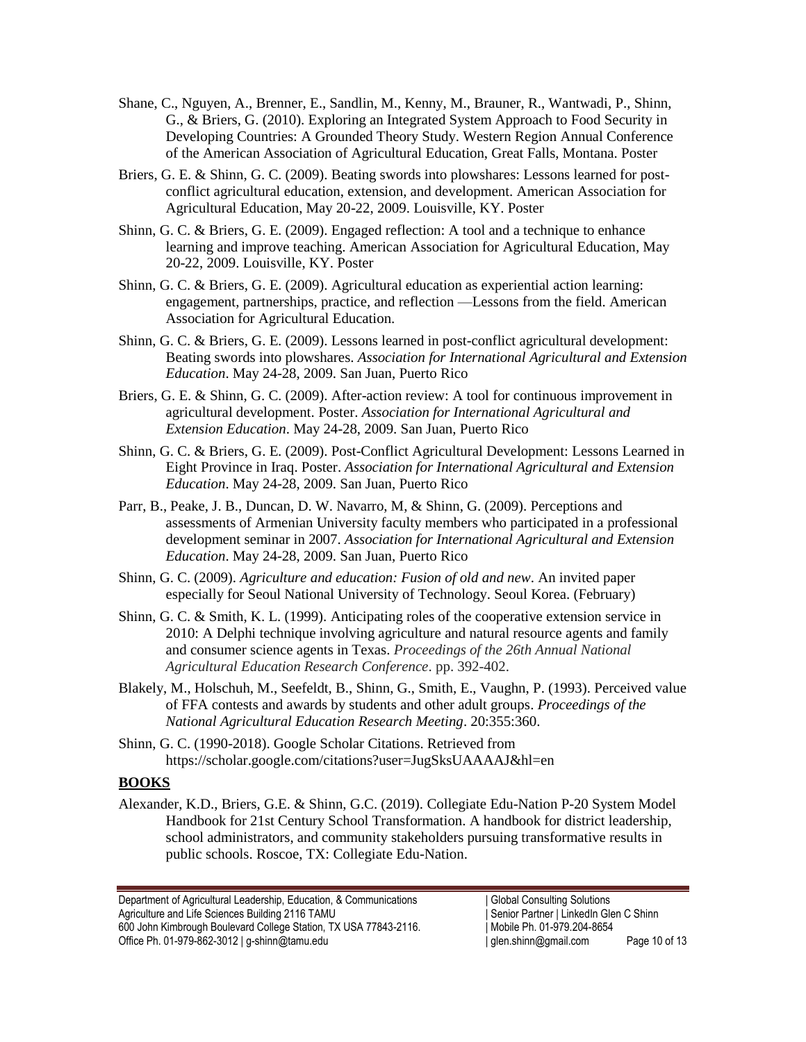Shane, C., Nguyen, A., Brenner, E., Sandlin, M., Kenny, M., Brauner, R., Wantwadi, P., Shinn, G., & Briers, G. (2010). Exploring an Integrated System Approach to Food Security in Developing Countries: A Grounded Theory Study. Western Region Annual Conference of the American Association of Agricultural Education, Great Falls, Montana. Poster

Briers, G. E. & Shinn, G. C. (2009). Beating swords into plowshares: Lessons learned for post-conflict agricultural education, extension, and development. American Association for Agricultural Education, May 20-22, 2009. Louisville, KY. Poster

Shinn, G. C. & Briers, G. E. (2009). Engaged reflection: A tool and a technique to enhance learning and improve teaching. American Association for Agricultural Education, May 20-22, 2009. Louisville, KY. Poster

Shinn, G. C. & Briers, G. E. (2009). Agricultural education as experiential action learning: engagement, partnerships, practice, and reflection —Lessons from the field. American Association for Agricultural Education.

Shinn, G. C. & Briers, G. E. (2009). Lessons learned in post-conflict agricultural development: Beating swords into plowshares. *Association for International Agricultural and Extension Education*. May 24-28, 2009. San Juan, Puerto Rico

Briers, G. E. & Shinn, G. C. (2009). After-action review: A tool for continuous improvement in agricultural development. Poster. *Association for International Agricultural and Extension Education*. May 24-28, 2009. San Juan, Puerto Rico

Shinn, G. C. & Briers, G. E. (2009). Post-Conflict Agricultural Development: Lessons Learned in Eight Province in Iraq. Poster. *Association for International Agricultural and Extension Education*. May 24-28, 2009. San Juan, Puerto Rico

Parr, B., Peake, J. B., Duncan, D. W. Navarro, M, & Shinn, G. (2009). Perceptions and assessments of Armenian University faculty members who participated in a professional development seminar in 2007. *Association for International Agricultural and Extension Education*. May 24-28, 2009. San Juan, Puerto Rico

Shinn, G. C. (2009). *Agriculture and education: Fusion of old and new*. An invited paper especially for Seoul National University of Technology. Seoul Korea. (February)

Shinn, G. C. & Smith, K. L. (1999). Anticipating roles of the cooperative extension service in 2010: A Delphi technique involving agriculture and natural resource agents and family and consumer science agents in Texas. *Proceedings of the 26th Annual National Agricultural Education Research Conference*. pp. 392-402.

Blakely, M., Holschuh, M., Seefeldt, B., Shinn, G., Smith, E., Vaughn, P. (1993). Perceived value of FFA contests and awards by students and other adult groups. *Proceedings of the National Agricultural Education Research Meeting*. 20:355:360.

Shinn, G. C. (1990-2018). Google Scholar Citations. Retrieved from https://scholar.google.com/citations?user=JugSksUAAAAJ&hl=en

## BOOKS

Alexander, K.D., Briers, G.E. & Shinn, G.C. (2019). Collegiate Edu-Nation P-20 System Model Handbook for 21st Century School Transformation. A handbook for district leadership, school administrators, and community stakeholders pursuing transformative results in public schools. Roscoe, TX: Collegiate Edu-Nation.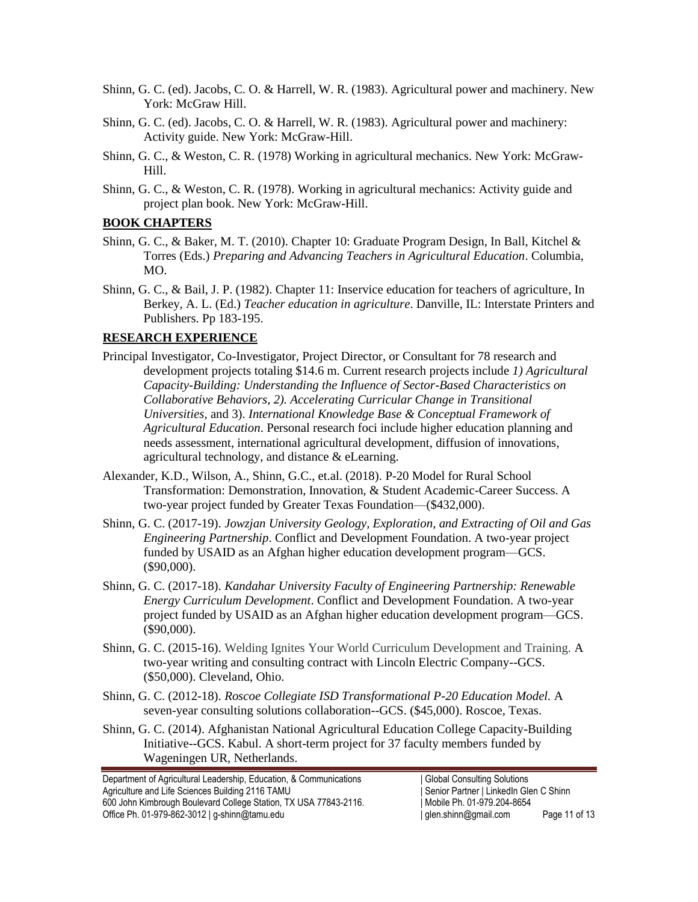Shinn, G. C. (ed). Jacobs, C. O. & Harrell, W. R. (1983). Agricultural power and machinery. New York: McGraw Hill.

Shinn, G. C. (ed). Jacobs, C. O. & Harrell, W. R. (1983). Agricultural power and machinery: Activity guide. New York: McGraw-Hill.

Shinn, G. C., & Weston, C. R. (1978) Working in agricultural mechanics. New York: McGraw-Hill.

Shinn, G. C., & Weston, C. R. (1978). Working in agricultural mechanics: Activity guide and project plan book. New York: McGraw-Hill.

## BOOK CHAPTERS

Shinn, G. C., & Baker, M. T. (2010). Chapter 10: Graduate Program Design, In Ball, Kitchel & Torres (Eds.) *Preparing and Advancing Teachers in Agricultural Education*. Columbia, MO.

Shinn, G. C., & Bail, J. P. (1982). Chapter 11: Inservice education for teachers of agriculture, In Berkey, A. L. (Ed.) *Teacher education in agriculture*. Danville, IL: Interstate Printers and Publishers. Pp 183-195.

## RESEARCH EXPERIENCE

Principal Investigator, Co-Investigator, Project Director, or Consultant for 78 research and development projects totaling $14.6 m. Current research projects include *1) Agricultural Capacity-Building: Understanding the Influence of Sector-Based Characteristics on Collaborative Behaviors, 2). Accelerating Curricular Change in Transitional Universities*, and 3). *International Knowledge Base & Conceptual Framework of Agricultural Education*. Personal research foci include higher education planning and needs assessment, international agricultural development, diffusion of innovations, agricultural technology, and distance & eLearning.

Alexander, K.D., Wilson, A., Shinn, G.C., et.al. (2018). P-20 Model for Rural School Transformation: Demonstration, Innovation, & Student Academic-Career Success. A two-year project funded by Greater Texas Foundation—($432,000).

Shinn, G. C. (2017-19). *Jowzjan University Geology, Exploration, and Extracting of Oil and Gas Engineering Partnership*. Conflict and Development Foundation. A two-year project funded by USAID as an Afghan higher education development program—GCS. ($90,000).

Shinn, G. C. (2017-18). *Kandahar University Faculty of Engineering Partnership: Renewable Energy Curriculum Development*. Conflict and Development Foundation. A two-year project funded by USAID as an Afghan higher education development program—GCS. ($90,000).

Shinn, G. C. (2015-16). Welding Ignites Your World Curriculum Development and Training. A two-year writing and consulting contract with Lincoln Electric Company--GCS. ($50,000). Cleveland, Ohio.

Shinn, G. C. (2012-18). *Roscoe Collegiate ISD Transformational P-20 Education Model.* A seven-year consulting solutions collaboration--GCS. ($45,000). Roscoe, Texas.

Shinn, G. C. (2014). Afghanistan National Agricultural Education College Capacity-Building Initiative--GCS. Kabul. A short-term project for 37 faculty members funded by Wageningen UR, Netherlands.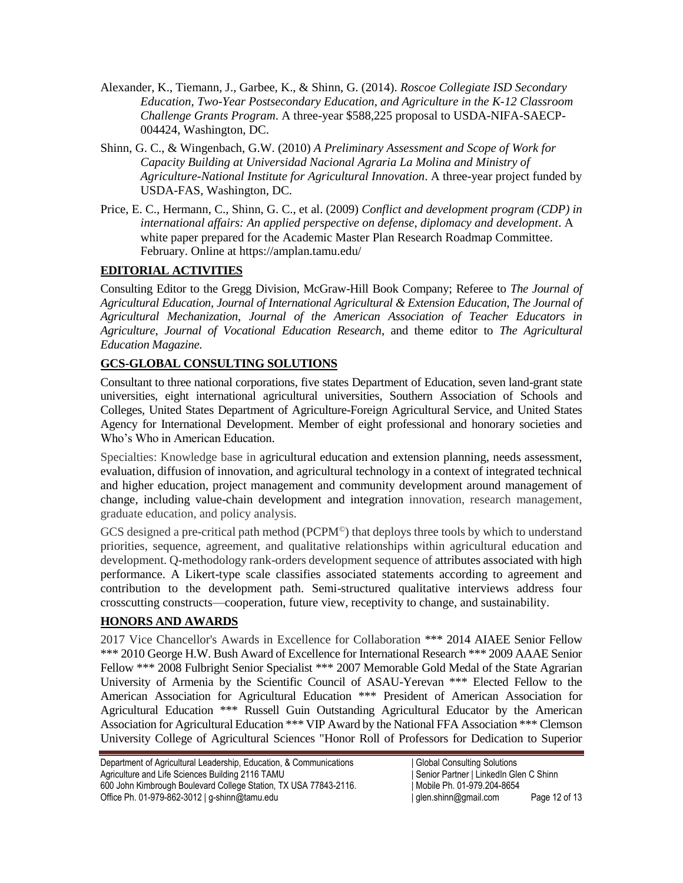Alexander, K., Tiemann, J., Garbee, K., & Shinn, G. (2014). *Roscoe Collegiate ISD Secondary Education, Two-Year Postsecondary Education, and Agriculture in the K-12 Classroom Challenge Grants Program*. A three-year $588,225 proposal to USDA-NIFA-SAECP-004424, Washington, DC.

Shinn, G. C., & Wingenbach, G.W. (2010) *A Preliminary Assessment and Scope of Work for Capacity Building at Universidad Nacional Agraria La Molina and Ministry of Agriculture-National Institute for Agricultural Innovation*. A three-year project funded by USDA-FAS, Washington, DC.

Price, E. C., Hermann, C., Shinn, G. C., et al. (2009) *Conflict and development program (CDP) in international affairs: An applied perspective on defense, diplomacy and development*. A white paper prepared for the Academic Master Plan Research Roadmap Committee. February. Online at https://amplan.tamu.edu/

## EDITORIAL ACTIVITIES

Consulting Editor to the Gregg Division, McGraw-Hill Book Company; Referee to *The Journal of Agricultural Education, Journal of International Agricultural & Extension Education, The Journal of Agricultural Mechanization, Journal of the American Association of Teacher Educators in Agriculture, Journal of Vocational Education Research*, and theme editor to *The Agricultural Education Magazine.*

## GCS-GLOBAL CONSULTING SOLUTIONS

Consultant to three national corporations, five states Department of Education, seven land-grant state universities, eight international agricultural universities, Southern Association of Schools and Colleges, United States Department of Agriculture-Foreign Agricultural Service, and United States Agency for International Development. Member of eight professional and honorary societies and Who's Who in American Education.

Specialties: Knowledge base in agricultural education and extension planning, needs assessment, evaluation, diffusion of innovation, and agricultural technology in a context of integrated technical and higher education, project management and community development around management of change, including value-chain development and integration innovation, research management, graduate education, and policy analysis.

GCS designed a pre-critical path method (PCPM©) that deploys three tools by which to understand priorities, sequence, agreement, and qualitative relationships within agricultural education and development. Q-methodology rank-orders development sequence of attributes associated with high performance. A Likert-type scale classifies associated statements according to agreement and contribution to the development path. Semi-structured qualitative interviews address four crosscutting constructs—cooperation, future view, receptivity to change, and sustainability.

## HONORS AND AWARDS

2017 Vice Chancellor's Awards in Excellence for Collaboration *** 2014 AIAEE Senior Fellow *** 2010 George H.W. Bush Award of Excellence for International Research *** 2009 AAAE Senior Fellow *** 2008 Fulbright Senior Specialist *** 2007 Memorable Gold Medal of the State Agrarian University of Armenia by the Scientific Council of ASAU-Yerevan *** Elected Fellow to the American Association for Agricultural Education *** President of American Association for Agricultural Education *** Russell Guin Outstanding Agricultural Educator by the American Association for Agricultural Education *** VIP Award by the National FFA Association *** Clemson University College of Agricultural Sciences "Honor Roll of Professors for Dedication to Superior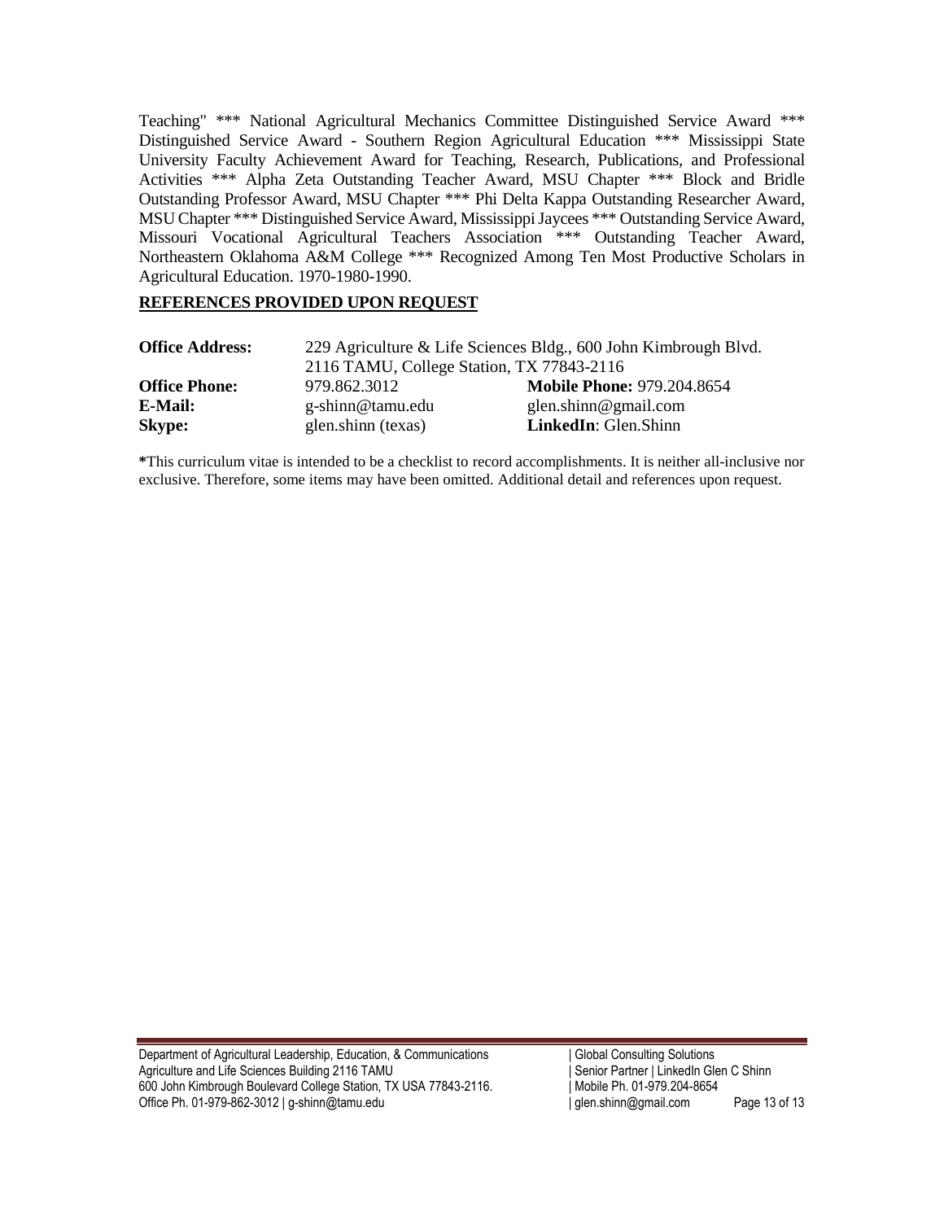Teaching" *** National Agricultural Mechanics Committee Distinguished Service Award *** Distinguished Service Award - Southern Region Agricultural Education *** Mississippi State University Faculty Achievement Award for Teaching, Research, Publications, and Professional Activities *** Alpha Zeta Outstanding Teacher Award, MSU Chapter *** Block and Bridle Outstanding Professor Award, MSU Chapter *** Phi Delta Kappa Outstanding Researcher Award, MSU Chapter *** Distinguished Service Award, Mississippi Jaycees *** Outstanding Service Award, Missouri Vocational Agricultural Teachers Association *** Outstanding Teacher Award, Northeastern Oklahoma A&M College *** Recognized Among Ten Most Productive Scholars in Agricultural Education. 1970-1980-1990.

**REFERENCES PROVIDED UPON REQUEST**

| | | |
|---|---|---|
| **Office Address:** | 229 Agriculture & Life Sciences Bldg., 600 John Kimbrough Blvd. 2116 TAMU, College Station, TX 77843-2116 | |
| **Office Phone:** | 979.862.3012 | **Mobile Phone:** 979.204.8654 |
| **E-Mail:** | g-shinn@tamu.edu | glen.shinn@gmail.com |
| **Skype:** | glen.shinn (texas) | **LinkedIn**: Glen.Shinn |

**\***This curriculum vitae is intended to be a checklist to record accomplishments. It is neither all-inclusive nor exclusive. Therefore, some items may have been omitted. Additional detail and references upon request.

Department of Agricultural Leadership, Education, & Communications | Global Consulting Solutions
Agriculture and Life Sciences Building 2116 TAMU | Senior Partner | LinkedIn Glen C Shinn
600 John Kimbrough Boulevard College Station, TX USA 77843-2116. | Mobile Ph. 01-979.204-8654
Office Ph. 01-979-862-3012 | g-shinn@tamu.edu | glen.shinn@gmail.com